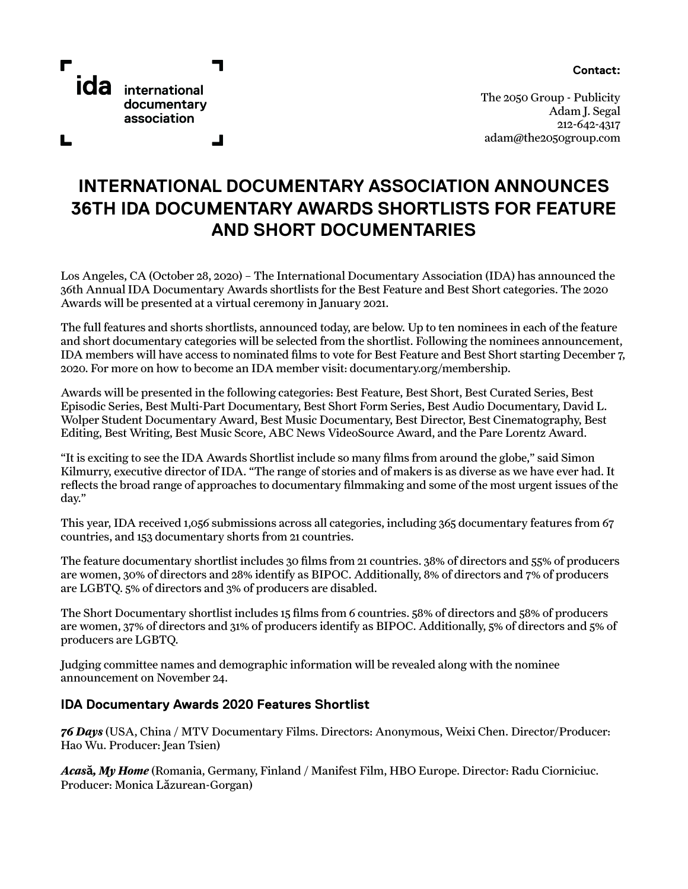ida international documentary association

**Contact:**

The 2050 Group - Publicity
Adam J. Segal
212-642-4317
adam@the2050group.com

# INTERNATIONAL DOCUMENTARY ASSOCIATION ANNOUNCES 36TH IDA DOCUMENTARY AWARDS SHORTLISTS FOR FEATURE AND SHORT DOCUMENTARIES

Los Angeles, CA (October 28, 2020) – The International Documentary Association (IDA) has announced the 36th Annual IDA Documentary Awards shortlists for the Best Feature and Best Short categories. The 2020 Awards will be presented at a virtual ceremony in January 2021.

The full features and shorts shortlists, announced today, are below. Up to ten nominees in each of the feature and short documentary categories will be selected from the shortlist. Following the nominees announcement, IDA members will have access to nominated films to vote for Best Feature and Best Short starting December 7, 2020. For more on how to become an IDA member visit: documentary.org/membership.

Awards will be presented in the following categories: Best Feature, Best Short, Best Curated Series, Best Episodic Series, Best Multi-Part Documentary, Best Short Form Series, Best Audio Documentary, David L. Wolper Student Documentary Award, Best Music Documentary, Best Director, Best Cinematography, Best Editing, Best Writing, Best Music Score, ABC News VideoSource Award, and the Pare Lorentz Award.

"It is exciting to see the IDA Awards Shortlist include so many films from around the globe," said Simon Kilmurry, executive director of IDA. "The range of stories and of makers is as diverse as we have ever had. It reflects the broad range of approaches to documentary filmmaking and some of the most urgent issues of the day."

This year, IDA received 1,056 submissions across all categories, including 365 documentary features from 67 countries, and 153 documentary shorts from 21 countries.

The feature documentary shortlist includes 30 films from 21 countries. 38% of directors and 55% of producers are women, 30% of directors and 28% identify as BIPOC. Additionally, 8% of directors and 7% of producers are LGBTQ. 5% of directors and 3% of producers are disabled.

The Short Documentary shortlist includes 15 films from 6 countries. 58% of directors and 58% of producers are women, 37% of directors and 31% of producers identify as BIPOC. Additionally, 5% of directors and 5% of producers are LGBTQ.

Judging committee names and demographic information will be revealed along with the nominee announcement on November 24.

### IDA Documentary Awards 2020 Features Shortlist

***76 Days*** (USA, China / MTV Documentary Films. Directors: Anonymous, Weixi Chen. Director/Producer: Hao Wu. Producer: Jean Tsien)

***Acasă, My Home*** (Romania, Germany, Finland / Manifest Film, HBO Europe. Director: Radu Ciorniciuc. Producer: Monica Lăzurean-Gorgan)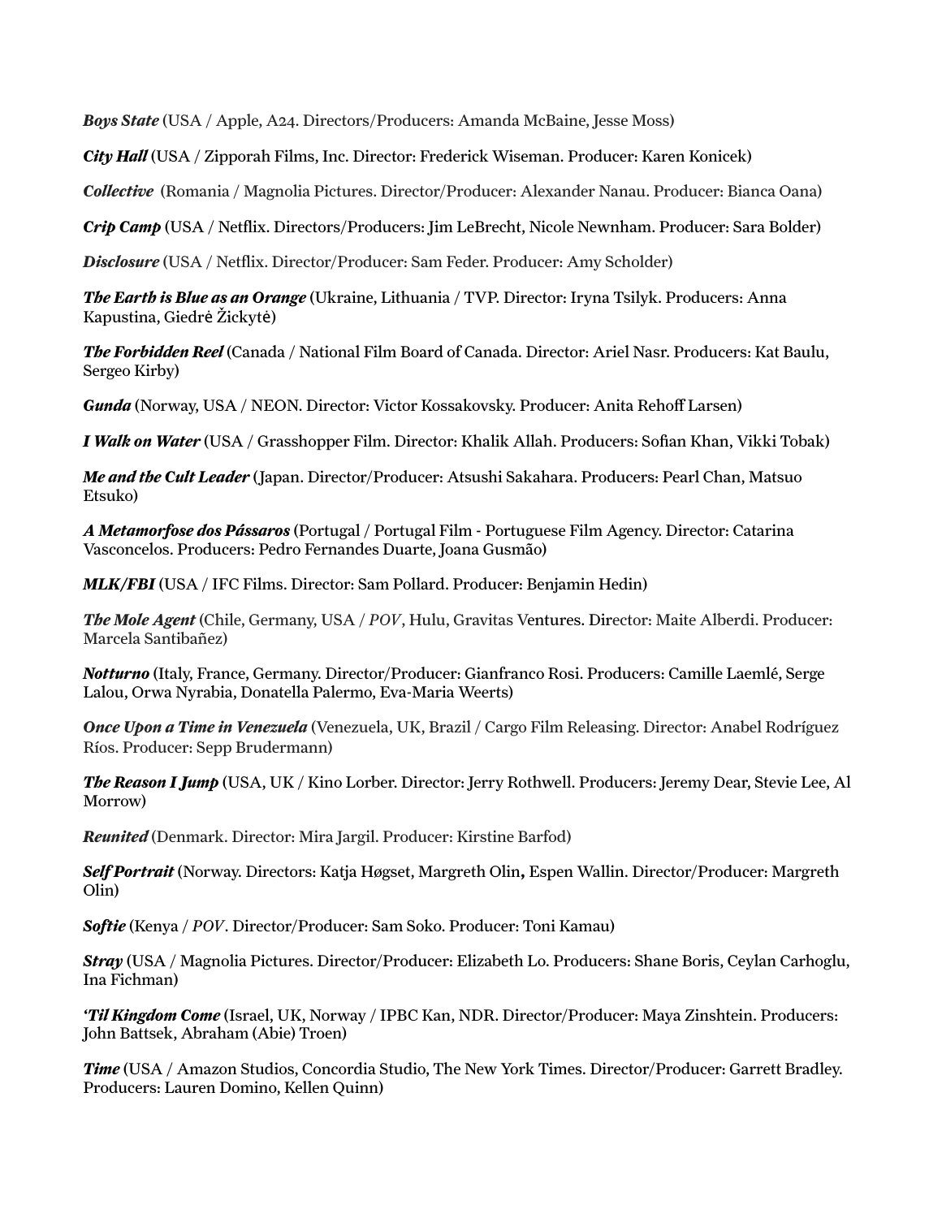***Boys State*** (USA / Apple, A24. Directors/Producers: Amanda McBaine, Jesse Moss)

***City Hall*** (USA / Zipporah Films, Inc. Director: Frederick Wiseman. Producer: Karen Konicek)

***Collective*** (Romania / Magnolia Pictures. Director/Producer: Alexander Nanau. Producer: Bianca Oana)

***Crip Camp*** (USA / Netflix. Directors/Producers: Jim LeBrecht, Nicole Newnham. Producer: Sara Bolder)

***Disclosure*** (USA / Netflix. Director/Producer: Sam Feder. Producer: Amy Scholder)

***The Earth is Blue as an Orange*** (Ukraine, Lithuania / TVP. Director: Iryna Tsilyk. Producers: Anna Kapustina, Giedrė Žickytė)

***The Forbidden Reel*** (Canada / National Film Board of Canada. Director: Ariel Nasr. Producers: Kat Baulu, Sergeo Kirby)

***Gunda*** (Norway, USA / NEON. Director: Victor Kossakovsky. Producer: Anita Rehoff Larsen)

***I Walk on Water*** (USA / Grasshopper Film. Director: Khalik Allah. Producers: Sofian Khan, Vikki Tobak)

***Me and the Cult Leader*** (Japan. Director/Producer: Atsushi Sakahara. Producers: Pearl Chan, Matsuo Etsuko)

***A Metamorfose dos Pássaros*** (Portugal / Portugal Film - Portuguese Film Agency. Director: Catarina Vasconcelos. Producers: Pedro Fernandes Duarte, Joana Gusmão)

***MLK/FBI*** (USA / IFC Films. Director: Sam Pollard. Producer: Benjamin Hedin)

***The Mole Agent*** (Chile, Germany, USA / *POV*, Hulu, Gravitas Ventures. Director: Maite Alberdi. Producer: Marcela Santibañez)

***Notturno*** (Italy, France, Germany. Director/Producer: Gianfranco Rosi. Producers: Camille Laemlé, Serge Lalou, Orwa Nyrabia, Donatella Palermo, Eva-Maria Weerts)

***Once Upon a Time in Venezuela*** (Venezuela, UK, Brazil / Cargo Film Releasing. Director: Anabel Rodríguez Ríos. Producer: Sepp Brudermann)

***The Reason I Jump*** (USA, UK / Kino Lorber. Director: Jerry Rothwell. Producers: Jeremy Dear, Stevie Lee, Al Morrow)

***Reunited*** (Denmark. Director: Mira Jargil. Producer: Kirstine Barfod)

***Self Portrait*** (Norway. Directors: Katja Høgset, Margreth Olin, Espen Wallin. Director/Producer: Margreth Olin)

***Softie*** (Kenya / *POV*. Director/Producer: Sam Soko. Producer: Toni Kamau)

***Stray*** (USA / Magnolia Pictures. Director/Producer: Elizabeth Lo. Producers: Shane Boris, Ceylan Carhoglu, Ina Fichman)

***'Til Kingdom Come*** (Israel, UK, Norway / IPBC Kan, NDR. Director/Producer: Maya Zinshtein. Producers: John Battsek, Abraham (Abie) Troen)

***Time*** (USA / Amazon Studios, Concordia Studio, The New York Times. Director/Producer: Garrett Bradley. Producers: Lauren Domino, Kellen Quinn)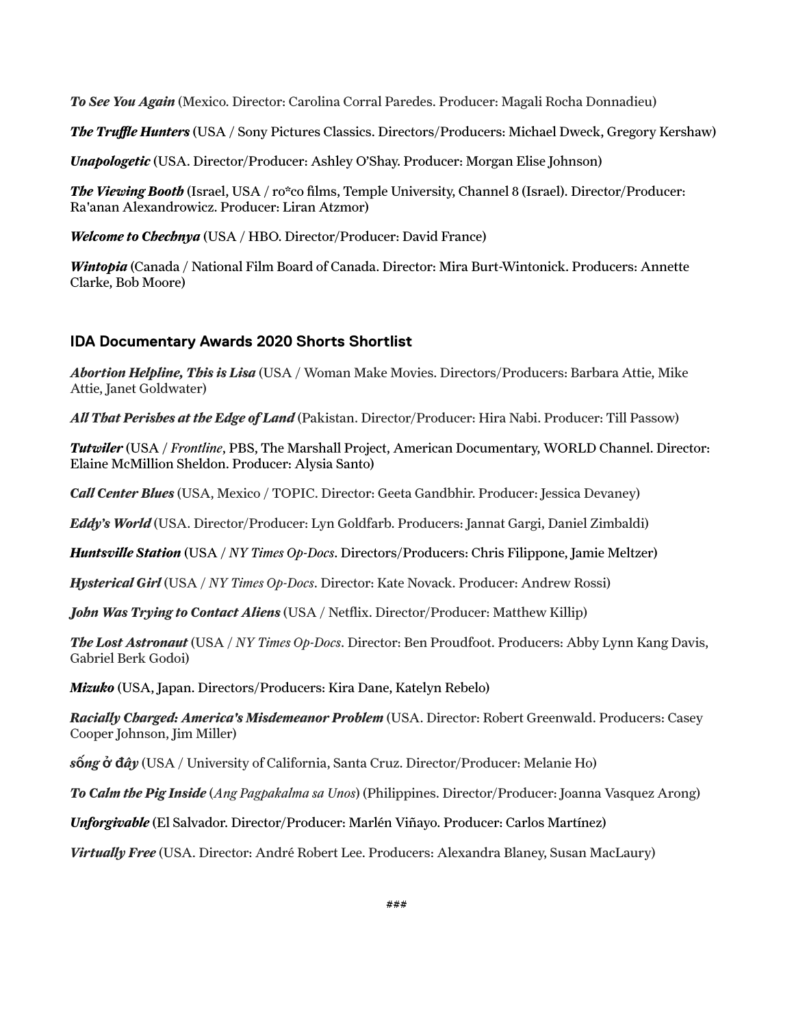***To See You Again*** (Mexico. Director: Carolina Corral Paredes. Producer: Magali Rocha Donnadieu)

***The Truffle Hunters*** (USA / Sony Pictures Classics. Directors/Producers: Michael Dweck, Gregory Kershaw)

***Unapologetic*** (USA. Director/Producer: Ashley O'Shay. Producer: Morgan Elise Johnson)

***The Viewing Booth*** (Israel, USA / ro*co films, Temple University, Channel 8 (Israel). Director/Producer: Ra'anan Alexandrowicz. Producer: Liran Atzmor)

***Welcome to Chechnya*** (USA / HBO. Director/Producer: David France)

***Wintopia*** (Canada / National Film Board of Canada. Director: Mira Burt-Wintonick. Producers: Annette Clarke, Bob Moore)

## IDA Documentary Awards 2020 Shorts Shortlist

***Abortion Helpline, This is Lisa*** (USA / Woman Make Movies. Directors/Producers: Barbara Attie, Mike Attie, Janet Goldwater)

***All That Perishes at the Edge of Land*** (Pakistan. Director/Producer: Hira Nabi. Producer: Till Passow)

***Tutwiler*** (USA / *Frontline*, PBS, The Marshall Project, American Documentary, WORLD Channel. Director: Elaine McMillion Sheldon. Producer: Alysia Santo)

***Call Center Blues*** (USA, Mexico / TOPIC. Director: Geeta Gandbhir. Producer: Jessica Devaney)

***Eddy's World*** (USA. Director/Producer: Lyn Goldfarb. Producers: Jannat Gargi, Daniel Zimbaldi)

***Huntsville Station*** (USA / *NY Times Op-Docs*. Directors/Producers: Chris Filippone, Jamie Meltzer)

***Hysterical Girl*** (USA / *NY Times Op-Docs*. Director: Kate Novack. Producer: Andrew Rossi)

***John Was Trying to Contact Aliens*** (USA / Netflix. Director/Producer: Matthew Killip)

***The Lost Astronaut*** (USA / *NY Times Op-Docs*. Director: Ben Proudfoot. Producers: Abby Lynn Kang Davis, Gabriel Berk Godoi)

***Mizuko*** (USA, Japan. Directors/Producers: Kira Dane, Katelyn Rebelo)

***Racially Charged: America's Misdemeanor Problem*** (USA. Director: Robert Greenwald. Producers: Casey Cooper Johnson, Jim Miller)

***sống ở đây*** (USA / University of California, Santa Cruz. Director/Producer: Melanie Ho)

***To Calm the Pig Inside*** (*Ang Pagpakalma sa Unos*) (Philippines. Director/Producer: Joanna Vasquez Arong)

***Unforgivable*** (El Salvador. Director/Producer: Marlén Viñayo. Producer: Carlos Martínez)

***Virtually Free*** (USA. Director: André Robert Lee. Producers: Alexandra Blaney, Susan MacLaury)

###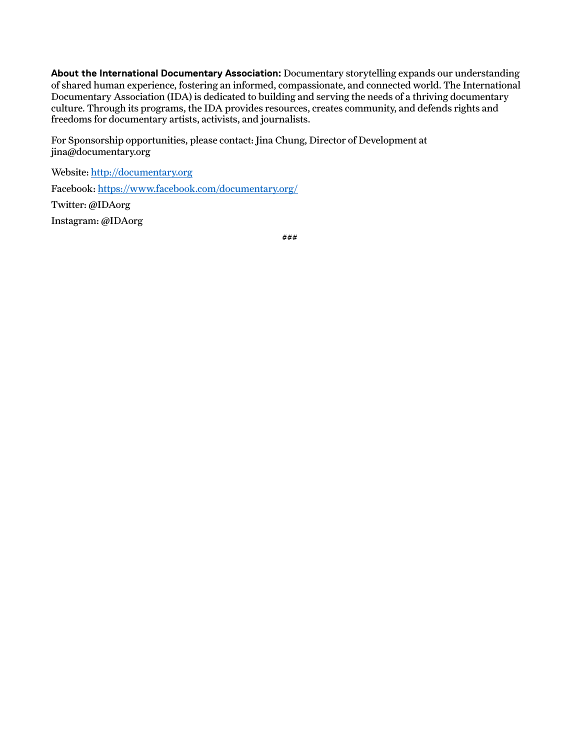**About the International Documentary Association:** Documentary storytelling expands our understanding of shared human experience, fostering an informed, compassionate, and connected world. The International Documentary Association (IDA) is dedicated to building and serving the needs of a thriving documentary culture. Through its programs, the IDA provides resources, creates community, and defends rights and freedoms for documentary artists, activists, and journalists.

For Sponsorship opportunities, please contact: Jina Chung, Director of Development at jina@documentary.org

Website: [http://documentary.org](http://documentary.org)

Facebook: [https://www.facebook.com/documentary.org/](https://www.facebook.com/documentary.org/)

Twitter: @IDAorg

Instagram: @IDAorg

###